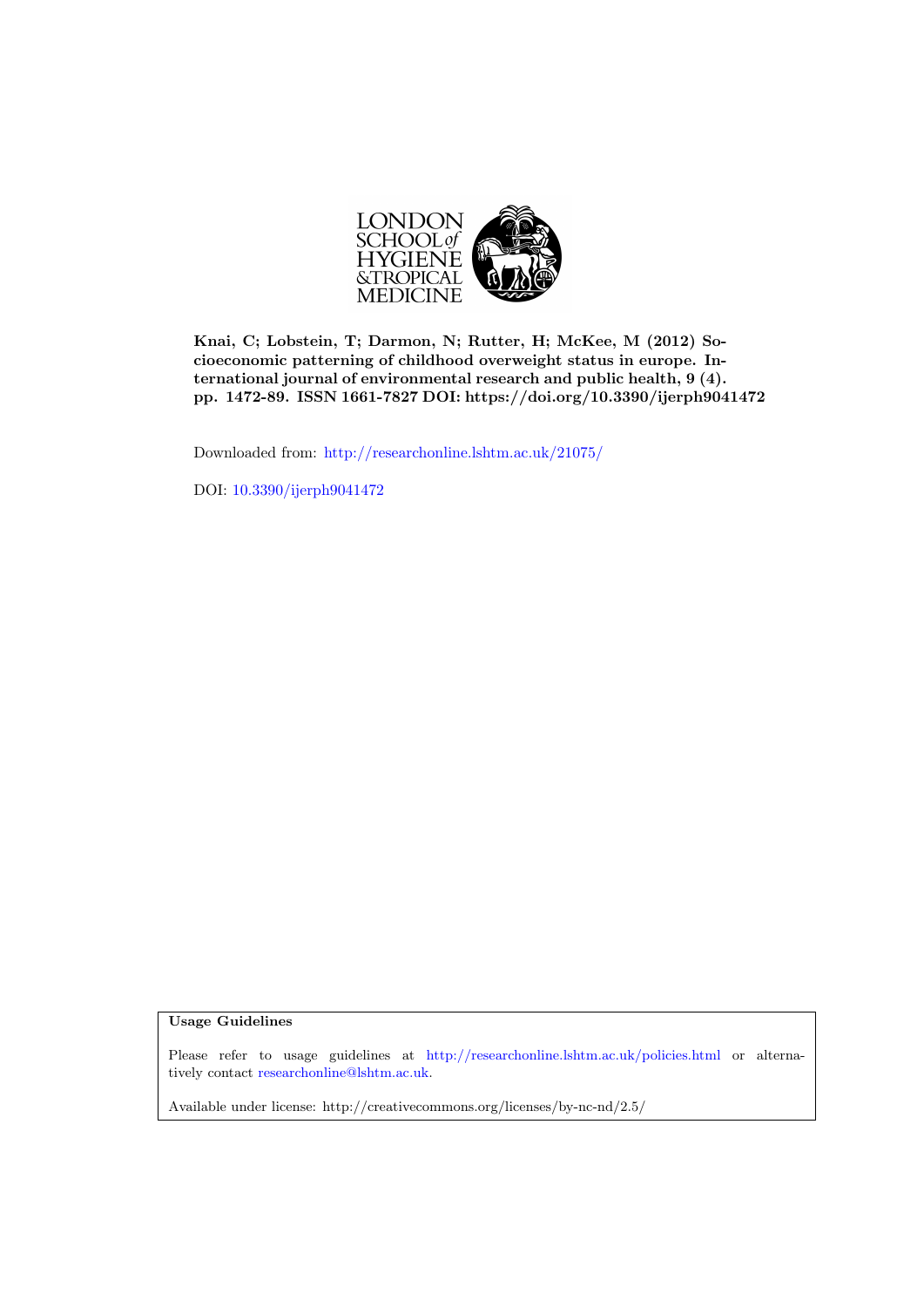LONDON SCHOOL of HYGIENE &TROPICAL MEDICINE

**Knai, C; Lobstein, T; Darmon, N; Rutter, H; McKee, M (2012) Socioeconomic patterning of childhood overweight status in europe. International journal of environmental research and public health, 9 (4). pp. 1472-89. ISSN 1661-7827 DOI: https://doi.org/10.3390/ijerph9041472**

Downloaded from: http://researchonline.lshtm.ac.uk/21075/

DOI: 10.3390/ijerph9041472

**Usage Guidelines**

Please refer to usage guidelines at http://researchonline.lshtm.ac.uk/policies.html or alternatively contact researchonline@lshtm.ac.uk.

Available under license: http://creativecommons.org/licenses/by-nc-nd/2.5/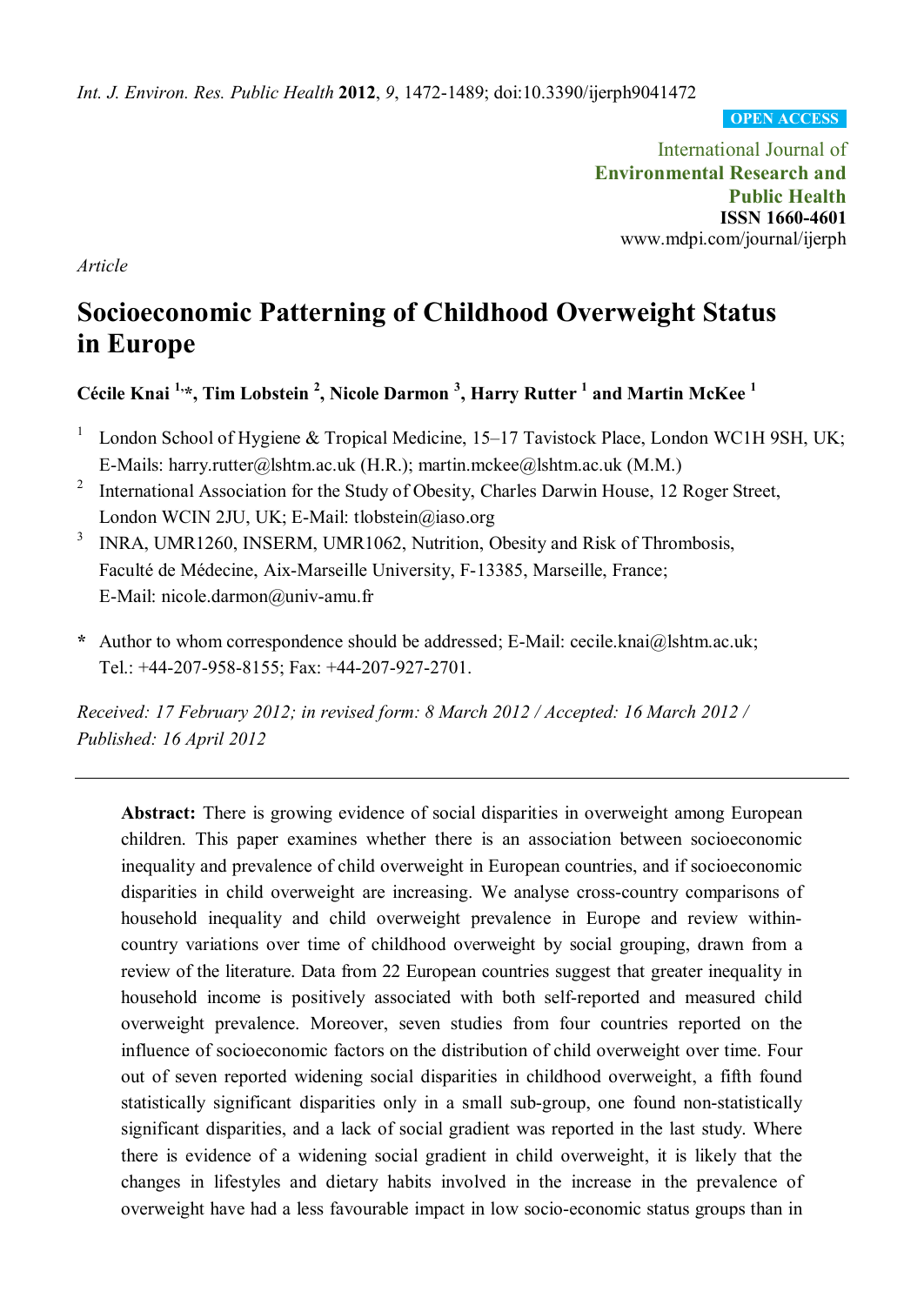*Int. J. Environ. Res. Public Health* **2012**, *9*, 1472-1489; doi:10.3390/ijerph9041472

OPEN ACCESS

International Journal of
**Environmental Research and Public Health**
**ISSN 1660-4601**
www.mdpi.com/journal/ijerph

*Article*

# Socioeconomic Patterning of Childhood Overweight Status in Europe

**Cécile Knai [1,*], Tim Lobstein [2], Nicole Darmon [3], Harry Rutter [1] and Martin McKee [1]**

[1] London School of Hygiene & Tropical Medicine, 15–17 Tavistock Place, London WC1H 9SH, UK; E-Mails: harry.rutter@lshtm.ac.uk (H.R.); martin.mckee@lshtm.ac.uk (M.M.)

[2] International Association for the Study of Obesity, Charles Darwin House, 12 Roger Street, London WCIN 2JU, UK; E-Mail: tlobstein@iaso.org

[3] INRA, UMR1260, INSERM, UMR1062, Nutrition, Obesity and Risk of Thrombosis, Faculté de Médecine, Aix-Marseille University, F-13385, Marseille, France; E-Mail: nicole.darmon@univ-amu.fr

**\*** Author to whom correspondence should be addressed; E-Mail: cecile.knai@lshtm.ac.uk; Tel.: +44-207-958-8155; Fax: +44-207-927-2701.

*Received: 17 February 2012; in revised form: 8 March 2012 / Accepted: 16 March 2012 / Published: 16 April 2012*

---

**Abstract:** There is growing evidence of social disparities in overweight among European children. This paper examines whether there is an association between socioeconomic inequality and prevalence of child overweight in European countries, and if socioeconomic disparities in child overweight are increasing. We analyse cross-country comparisons of household inequality and child overweight prevalence in Europe and review within-country variations over time of childhood overweight by social grouping, drawn from a review of the literature. Data from 22 European countries suggest that greater inequality in household income is positively associated with both self-reported and measured child overweight prevalence. Moreover, seven studies from four countries reported on the influence of socioeconomic factors on the distribution of child overweight over time. Four out of seven reported widening social disparities in childhood overweight, a fifth found statistically significant disparities only in a small sub-group, one found non-statistically significant disparities, and a lack of social gradient was reported in the last study. Where there is evidence of a widening social gradient in child overweight, it is likely that the changes in lifestyles and dietary habits involved in the increase in the prevalence of overweight have had a less favourable impact in low socio-economic status groups than in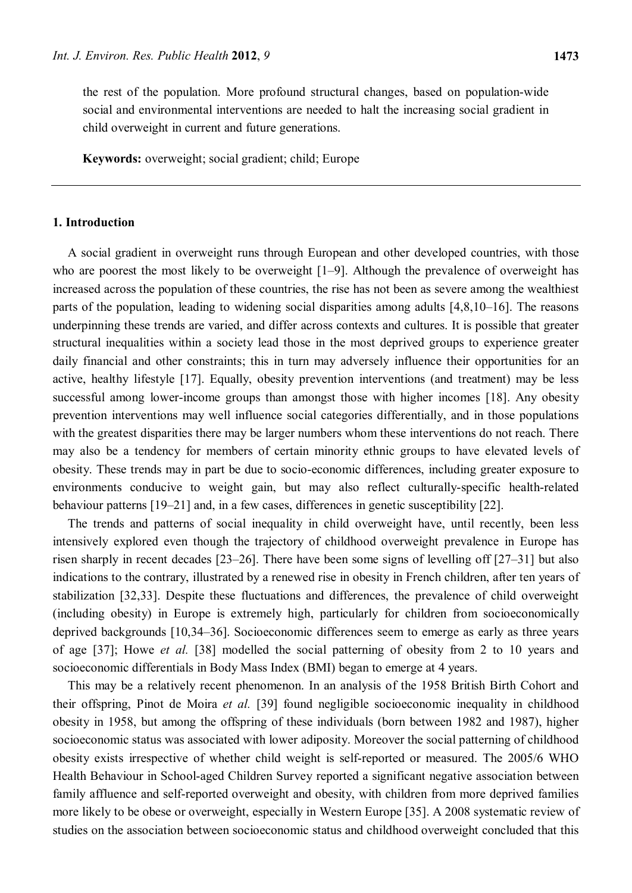the rest of the population. More profound structural changes, based on population-wide social and environmental interventions are needed to halt the increasing social gradient in child overweight in current and future generations.

**Keywords:** overweight; social gradient; child; Europe

## 1. Introduction

A social gradient in overweight runs through European and other developed countries, with those who are poorest the most likely to be overweight [1–9]. Although the prevalence of overweight has increased across the population of these countries, the rise has not been as severe among the wealthiest parts of the population, leading to widening social disparities among adults [4,8,10–16]. The reasons underpinning these trends are varied, and differ across contexts and cultures. It is possible that greater structural inequalities within a society lead those in the most deprived groups to experience greater daily financial and other constraints; this in turn may adversely influence their opportunities for an active, healthy lifestyle [17]. Equally, obesity prevention interventions (and treatment) may be less successful among lower-income groups than amongst those with higher incomes [18]. Any obesity prevention interventions may well influence social categories differentially, and in those populations with the greatest disparities there may be larger numbers whom these interventions do not reach. There may also be a tendency for members of certain minority ethnic groups to have elevated levels of obesity. These trends may in part be due to socio-economic differences, including greater exposure to environments conducive to weight gain, but may also reflect culturally-specific health-related behaviour patterns [19–21] and, in a few cases, differences in genetic susceptibility [22].

The trends and patterns of social inequality in child overweight have, until recently, been less intensively explored even though the trajectory of childhood overweight prevalence in Europe has risen sharply in recent decades [23–26]. There have been some signs of levelling off [27–31] but also indications to the contrary, illustrated by a renewed rise in obesity in French children, after ten years of stabilization [32,33]. Despite these fluctuations and differences, the prevalence of child overweight (including obesity) in Europe is extremely high, particularly for children from socioeconomically deprived backgrounds [10,34–36]. Socioeconomic differences seem to emerge as early as three years of age [37]; Howe *et al.* [38] modelled the social patterning of obesity from 2 to 10 years and socioeconomic differentials in Body Mass Index (BMI) began to emerge at 4 years.

This may be a relatively recent phenomenon. In an analysis of the 1958 British Birth Cohort and their offspring, Pinot de Moira *et al.* [39] found negligible socioeconomic inequality in childhood obesity in 1958, but among the offspring of these individuals (born between 1982 and 1987), higher socioeconomic status was associated with lower adiposity. Moreover the social patterning of childhood obesity exists irrespective of whether child weight is self-reported or measured. The 2005/6 WHO Health Behaviour in School-aged Children Survey reported a significant negative association between family affluence and self-reported overweight and obesity, with children from more deprived families more likely to be obese or overweight, especially in Western Europe [35]. A 2008 systematic review of studies on the association between socioeconomic status and childhood overweight concluded that this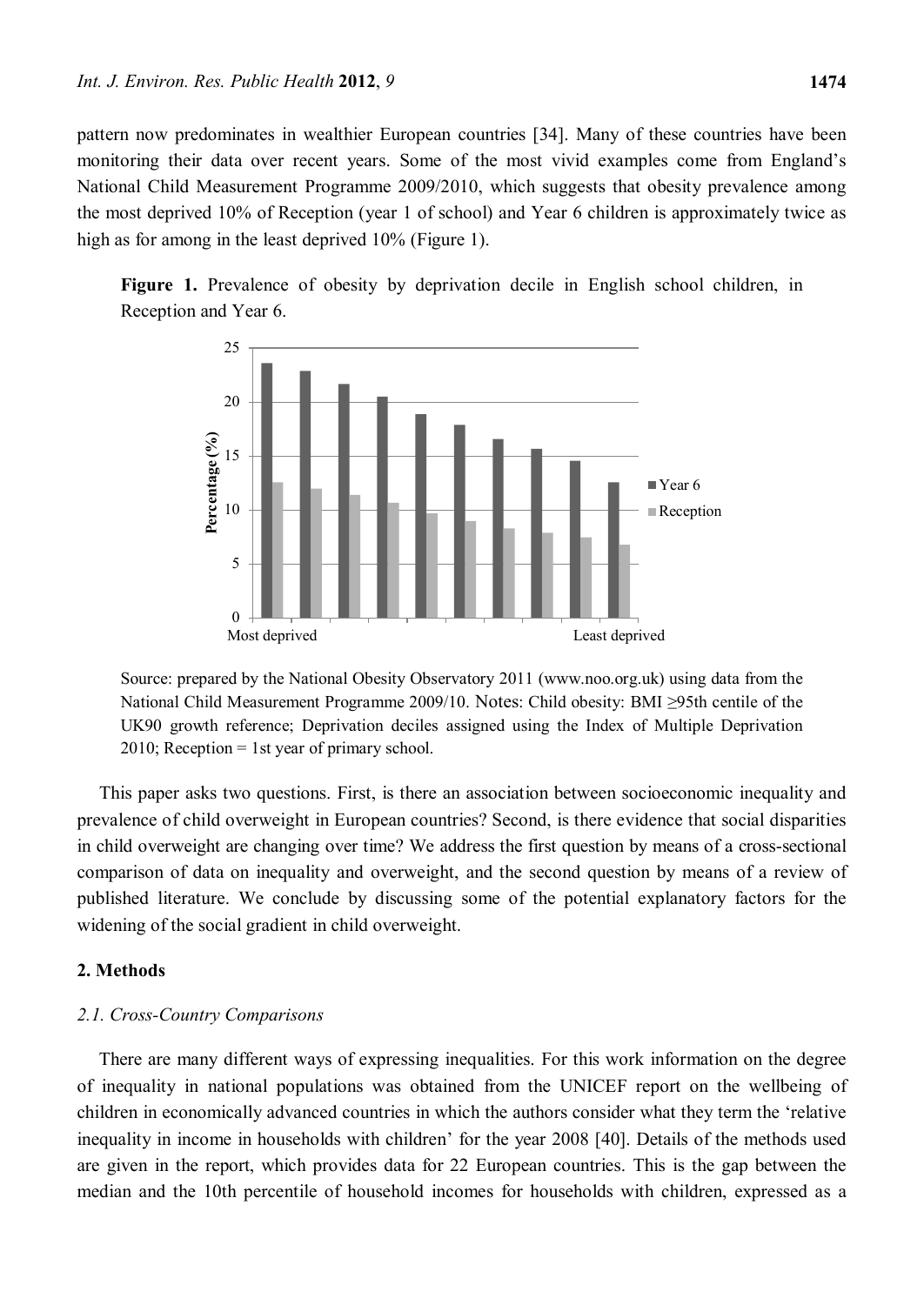pattern now predominates in wealthier European countries [34]. Many of these countries have been monitoring their data over recent years. Some of the most vivid examples come from England's National Child Measurement Programme 2009/2010, which suggests that obesity prevalence among the most deprived 10% of Reception (year 1 of school) and Year 6 children is approximately twice as high as for among in the least deprived 10% (Figure 1).

**Figure 1.** Prevalence of obesity by deprivation decile in English school children, in Reception and Year 6.

Source: prepared by the National Obesity Observatory 2011 (www.noo.org.uk) using data from the National Child Measurement Programme 2009/10. Notes: Child obesity: BMI ≥95th centile of the UK90 growth reference; Deprivation deciles assigned using the Index of Multiple Deprivation 2010; Reception = 1st year of primary school.

This paper asks two questions. First, is there an association between socioeconomic inequality and prevalence of child overweight in European countries? Second, is there evidence that social disparities in child overweight are changing over time? We address the first question by means of a cross-sectional comparison of data on inequality and overweight, and the second question by means of a review of published literature. We conclude by discussing some of the potential explanatory factors for the widening of the social gradient in child overweight.

## 2. Methods

### *2.1. Cross-Country Comparisons*

There are many different ways of expressing inequalities. For this work information on the degree of inequality in national populations was obtained from the UNICEF report on the wellbeing of children in economically advanced countries in which the authors consider what they term the 'relative inequality in income in households with children' for the year 2008 [40]. Details of the methods used are given in the report, which provides data for 22 European countries. This is the gap between the median and the 10th percentile of household incomes for households with children, expressed as a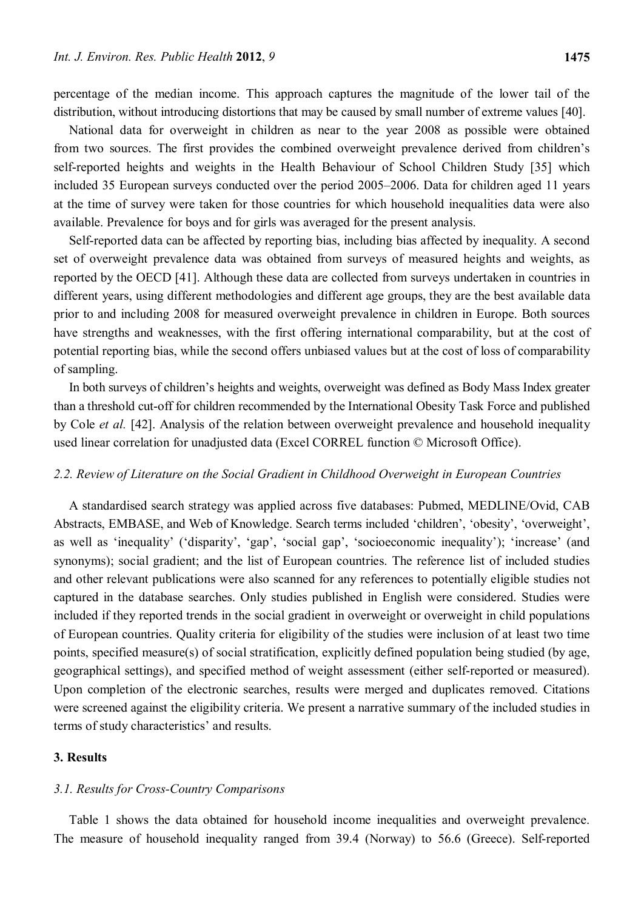percentage of the median income. This approach captures the magnitude of the lower tail of the distribution, without introducing distortions that may be caused by small number of extreme values [40].

National data for overweight in children as near to the year 2008 as possible were obtained from two sources. The first provides the combined overweight prevalence derived from children's self-reported heights and weights in the Health Behaviour of School Children Study [35] which included 35 European surveys conducted over the period 2005–2006. Data for children aged 11 years at the time of survey were taken for those countries for which household inequalities data were also available. Prevalence for boys and for girls was averaged for the present analysis.

Self-reported data can be affected by reporting bias, including bias affected by inequality. A second set of overweight prevalence data was obtained from surveys of measured heights and weights, as reported by the OECD [41]. Although these data are collected from surveys undertaken in countries in different years, using different methodologies and different age groups, they are the best available data prior to and including 2008 for measured overweight prevalence in children in Europe. Both sources have strengths and weaknesses, with the first offering international comparability, but at the cost of potential reporting bias, while the second offers unbiased values but at the cost of loss of comparability of sampling.

In both surveys of children's heights and weights, overweight was defined as Body Mass Index greater than a threshold cut-off for children recommended by the International Obesity Task Force and published by Cole *et al.* [42]. Analysis of the relation between overweight prevalence and household inequality used linear correlation for unadjusted data (Excel CORREL function © Microsoft Office).

### *2.2. Review of Literature on the Social Gradient in Childhood Overweight in European Countries*

A standardised search strategy was applied across five databases: Pubmed, MEDLINE/Ovid, CAB Abstracts, EMBASE, and Web of Knowledge. Search terms included 'children', 'obesity', 'overweight', as well as 'inequality' ('disparity', 'gap', 'social gap', 'socioeconomic inequality'); 'increase' (and synonyms); social gradient; and the list of European countries. The reference list of included studies and other relevant publications were also scanned for any references to potentially eligible studies not captured in the database searches. Only studies published in English were considered. Studies were included if they reported trends in the social gradient in overweight or overweight in child populations of European countries. Quality criteria for eligibility of the studies were inclusion of at least two time points, specified measure(s) of social stratification, explicitly defined population being studied (by age, geographical settings), and specified method of weight assessment (either self-reported or measured). Upon completion of the electronic searches, results were merged and duplicates removed. Citations were screened against the eligibility criteria. We present a narrative summary of the included studies in terms of study characteristics' and results.

## 3. Results

### *3.1. Results for Cross-Country Comparisons*

Table 1 shows the data obtained for household income inequalities and overweight prevalence. The measure of household inequality ranged from 39.4 (Norway) to 56.6 (Greece). Self-reported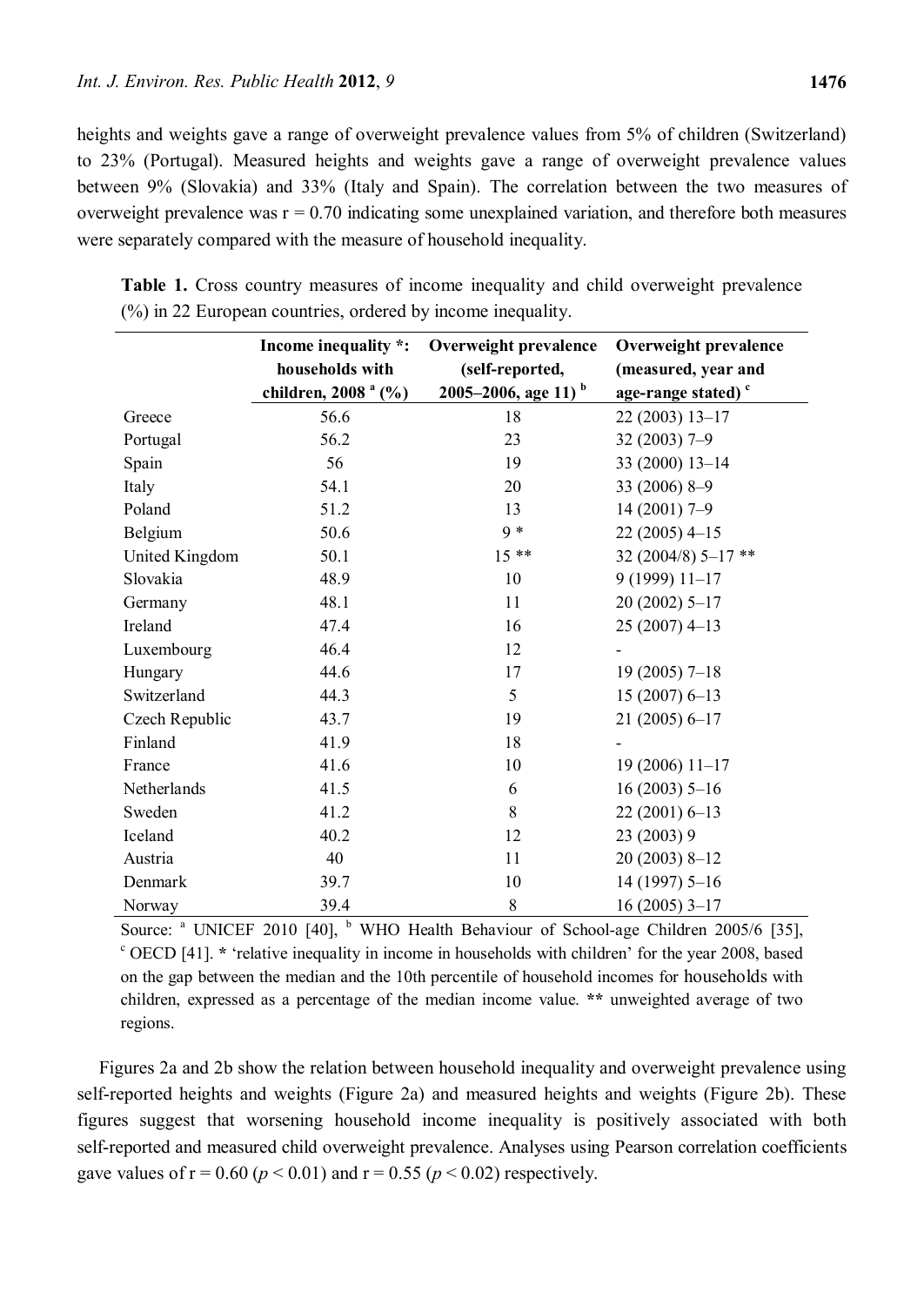heights and weights gave a range of overweight prevalence values from 5% of children (Switzerland) to 23% (Portugal). Measured heights and weights gave a range of overweight prevalence values between 9% (Slovakia) and 33% (Italy and Spain). The correlation between the two measures of overweight prevalence was $r = 0.70$ indicating some unexplained variation, and therefore both measures were separately compared with the measure of household inequality.

**Table 1.** Cross country measures of income inequality and child overweight prevalence (%) in 22 European countries, ordered by income inequality.

| | Income inequality *: households with children, 2008 [a] (%) | Overweight prevalence (self-reported, 2005–2006, age 11) [b] | Overweight prevalence (measured, year and age-range stated) [c] |
|---|---|---|---|
| Greece | 56.6 | 18 | 22 (2003) 13–17 |
| Portugal | 56.2 | 23 | 32 (2003) 7–9 |
| Spain | 56 | 19 | 33 (2000) 13–14 |
| Italy | 54.1 | 20 | 33 (2006) 8–9 |
| Poland | 51.2 | 13 | 14 (2001) 7–9 |
| Belgium | 50.6 | 9 * | 22 (2005) 4–15 |
| United Kingdom | 50.1 | 15 ** | 32 (2004/8) 5–17 ** |
| Slovakia | 48.9 | 10 | 9 (1999) 11–17 |
| Germany | 48.1 | 11 | 20 (2002) 5–17 |
| Ireland | 47.4 | 16 | 25 (2007) 4–13 |
| Luxembourg | 46.4 | 12 | - |
| Hungary | 44.6 | 17 | 19 (2005) 7–18 |
| Switzerland | 44.3 | 5 | 15 (2007) 6–13 |
| Czech Republic | 43.7 | 19 | 21 (2005) 6–17 |
| Finland | 41.9 | 18 | - |
| France | 41.6 | 10 | 19 (2006) 11–17 |
| Netherlands | 41.5 | 6 | 16 (2003) 5–16 |
| Sweden | 41.2 | 8 | 22 (2001) 6–13 |
| Iceland | 40.2 | 12 | 23 (2003) 9 |
| Austria | 40 | 11 | 20 (2003) 8–12 |
| Denmark | 39.7 | 10 | 14 (1997) 5–16 |
| Norway | 39.4 | 8 | 16 (2005) 3–17 |

Source: [a] UNICEF 2010 [40], [b] WHO Health Behaviour of School-age Children 2005/6 [35], [c] OECD [41]. * 'relative inequality in income in households with children' for the year 2008, based on the gap between the median and the 10th percentile of household incomes for households with children, expressed as a percentage of the median income value. ** unweighted average of two regions.

Figures 2a and 2b show the relation between household inequality and overweight prevalence using self-reported heights and weights (Figure 2a) and measured heights and weights (Figure 2b). These figures suggest that worsening household income inequality is positively associated with both self-reported and measured child overweight prevalence. Analyses using Pearson correlation coefficients gave values of $r = 0.60$ ($p < 0.01$) and $r = 0.55$ ($p < 0.02$) respectively.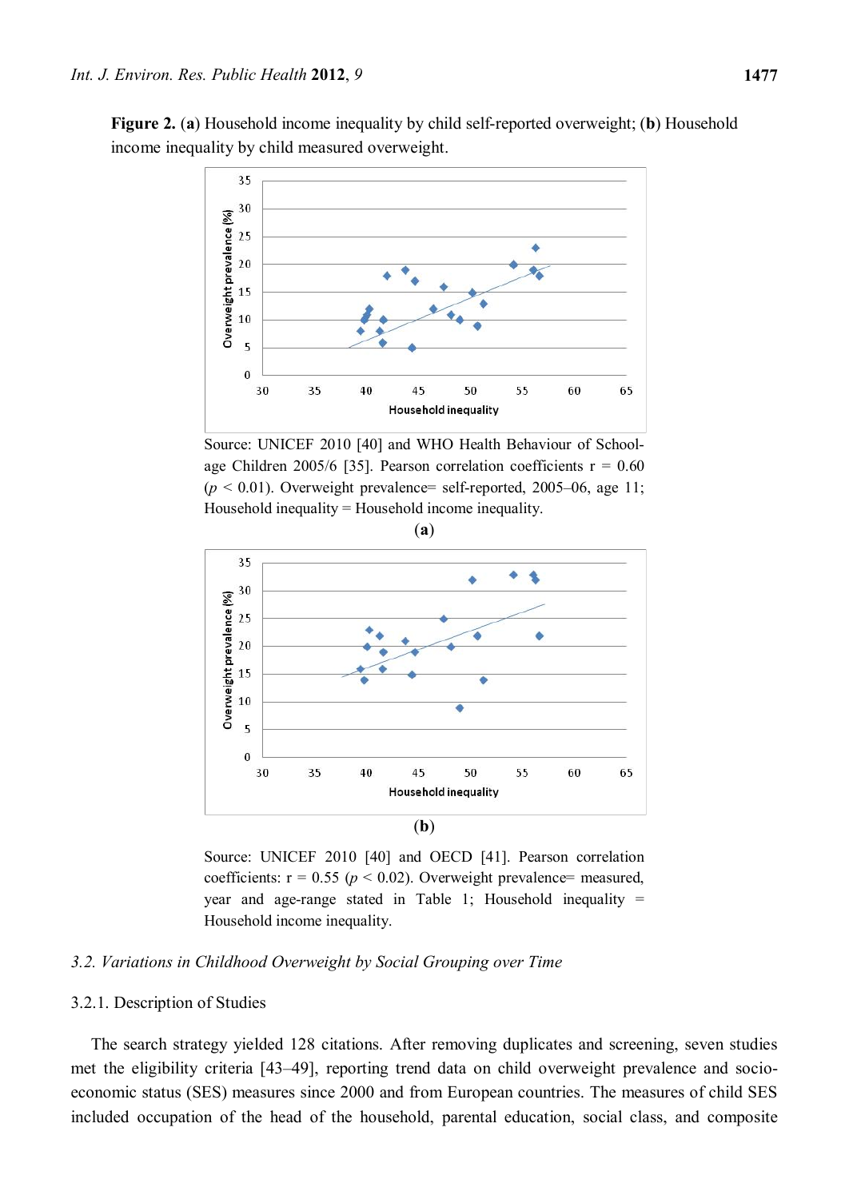**Figure 2.** (**a**) Household income inequality by child self-reported overweight; (**b**) Household income inequality by child measured overweight.

Source: UNICEF 2010 [40] and WHO Health Behaviour of School-age Children 2005/6 [35]. Pearson correlation coefficients r = 0.60 ($p < 0.01$). Overweight prevalence= self-reported, 2005–06, age 11; Household inequality = Household income inequality.

(**a**)

(**b**)

Source: UNICEF 2010 [40] and OECD [41]. Pearson correlation coefficients: r = 0.55 ($p < 0.02$). Overweight prevalence= measured, year and age-range stated in Table 1; Household inequality = Household income inequality.

### *3.2. Variations in Childhood Overweight by Social Grouping over Time*

#### 3.2.1. Description of Studies

The search strategy yielded 128 citations. After removing duplicates and screening, seven studies met the eligibility criteria [43–49], reporting trend data on child overweight prevalence and socio-economic status (SES) measures since 2000 and from European countries. The measures of child SES included occupation of the head of the household, parental education, social class, and composite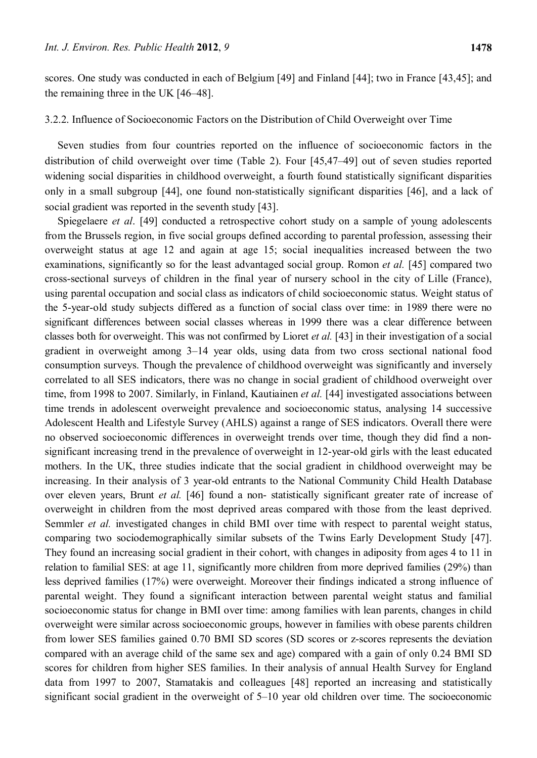scores. One study was conducted in each of Belgium [49] and Finland [44]; two in France [43,45]; and the remaining three in the UK [46–48].

3.2.2. Influence of Socioeconomic Factors on the Distribution of Child Overweight over Time

Seven studies from four countries reported on the influence of socioeconomic factors in the distribution of child overweight over time (Table 2). Four [45,47–49] out of seven studies reported widening social disparities in childhood overweight, a fourth found statistically significant disparities only in a small subgroup [44], one found non-statistically significant disparities [46], and a lack of social gradient was reported in the seventh study [43].

Spiegelaere *et al*. [49] conducted a retrospective cohort study on a sample of young adolescents from the Brussels region, in five social groups defined according to parental profession, assessing their overweight status at age 12 and again at age 15; social inequalities increased between the two examinations, significantly so for the least advantaged social group. Romon *et al.* [45] compared two cross-sectional surveys of children in the final year of nursery school in the city of Lille (France), using parental occupation and social class as indicators of child socioeconomic status. Weight status of the 5-year-old study subjects differed as a function of social class over time: in 1989 there were no significant differences between social classes whereas in 1999 there was a clear difference between classes both for overweight. This was not confirmed by Lioret *et al.* [43] in their investigation of a social gradient in overweight among 3–14 year olds, using data from two cross sectional national food consumption surveys. Though the prevalence of childhood overweight was significantly and inversely correlated to all SES indicators, there was no change in social gradient of childhood overweight over time, from 1998 to 2007. Similarly, in Finland, Kautiainen *et al.* [44] investigated associations between time trends in adolescent overweight prevalence and socioeconomic status, analysing 14 successive Adolescent Health and Lifestyle Survey (AHLS) against a range of SES indicators. Overall there were no observed socioeconomic differences in overweight trends over time, though they did find a non-significant increasing trend in the prevalence of overweight in 12-year-old girls with the least educated mothers. In the UK, three studies indicate that the social gradient in childhood overweight may be increasing. In their analysis of 3 year-old entrants to the National Community Child Health Database over eleven years, Brunt *et al.* [46] found a non- statistically significant greater rate of increase of overweight in children from the most deprived areas compared with those from the least deprived. Semmler *et al.* investigated changes in child BMI over time with respect to parental weight status, comparing two sociodemographically similar subsets of the Twins Early Development Study [47]. They found an increasing social gradient in their cohort, with changes in adiposity from ages 4 to 11 in relation to familial SES: at age 11, significantly more children from more deprived families (29%) than less deprived families (17%) were overweight. Moreover their findings indicated a strong influence of parental weight. They found a significant interaction between parental weight status and familial socioeconomic status for change in BMI over time: among families with lean parents, changes in child overweight were similar across socioeconomic groups, however in families with obese parents children from lower SES families gained 0.70 BMI SD scores (SD scores or z-scores represents the deviation compared with an average child of the same sex and age) compared with a gain of only 0.24 BMI SD scores for children from higher SES families. In their analysis of annual Health Survey for England data from 1997 to 2007, Stamatakis and colleagues [48] reported an increasing and statistically significant social gradient in the overweight of 5–10 year old children over time. The socioeconomic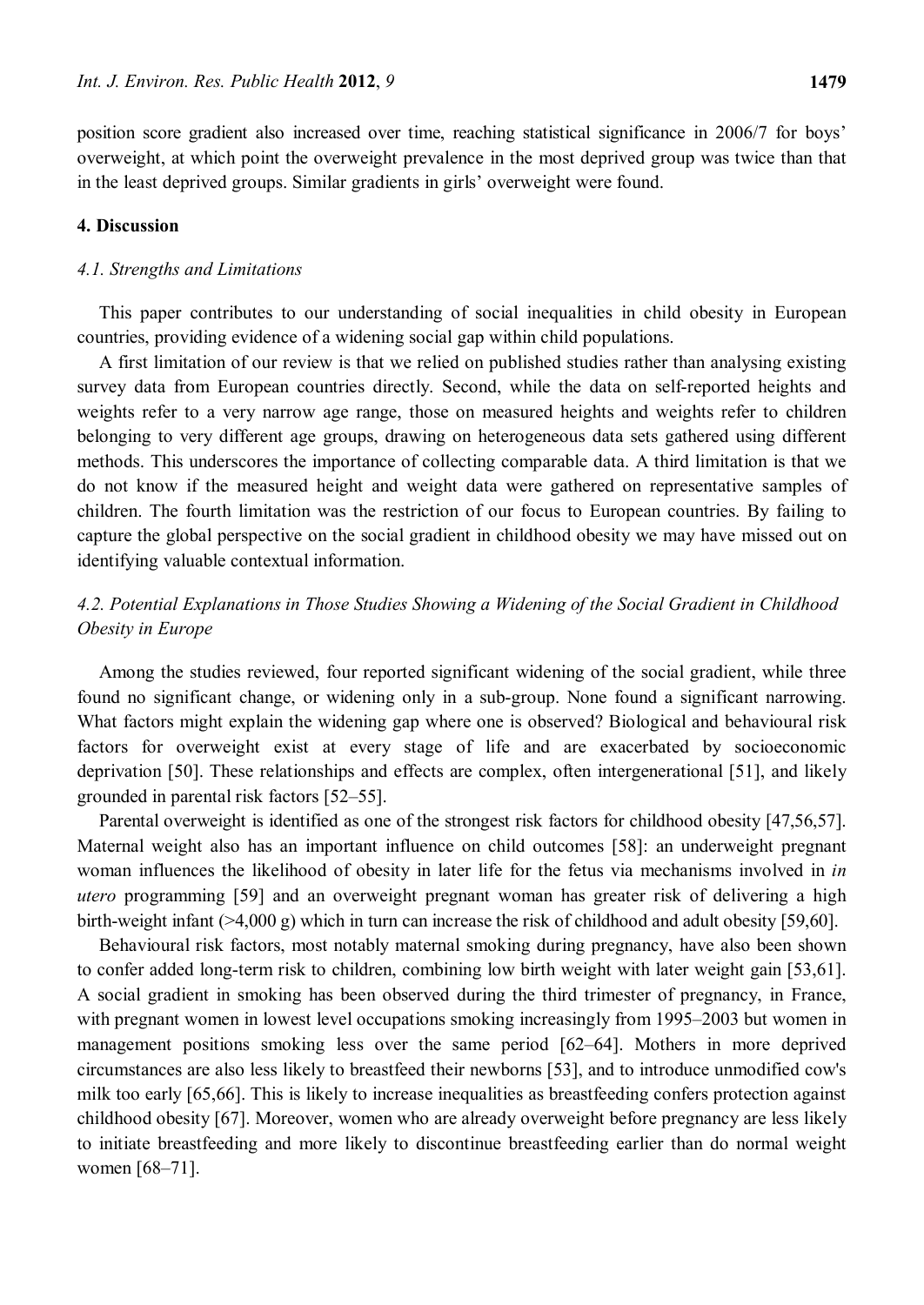position score gradient also increased over time, reaching statistical significance in 2006/7 for boys' overweight, at which point the overweight prevalence in the most deprived group was twice than that in the least deprived groups. Similar gradients in girls' overweight were found.

## 4. Discussion

### *4.1. Strengths and Limitations*

This paper contributes to our understanding of social inequalities in child obesity in European countries, providing evidence of a widening social gap within child populations.

A first limitation of our review is that we relied on published studies rather than analysing existing survey data from European countries directly. Second, while the data on self-reported heights and weights refer to a very narrow age range, those on measured heights and weights refer to children belonging to very different age groups, drawing on heterogeneous data sets gathered using different methods. This underscores the importance of collecting comparable data. A third limitation is that we do not know if the measured height and weight data were gathered on representative samples of children. The fourth limitation was the restriction of our focus to European countries. By failing to capture the global perspective on the social gradient in childhood obesity we may have missed out on identifying valuable contextual information.

### *4.2. Potential Explanations in Those Studies Showing a Widening of the Social Gradient in Childhood Obesity in Europe*

Among the studies reviewed, four reported significant widening of the social gradient, while three found no significant change, or widening only in a sub-group. None found a significant narrowing. What factors might explain the widening gap where one is observed? Biological and behavioural risk factors for overweight exist at every stage of life and are exacerbated by socioeconomic deprivation [50]. These relationships and effects are complex, often intergenerational [51], and likely grounded in parental risk factors [52–55].

Parental overweight is identified as one of the strongest risk factors for childhood obesity [47,56,57]. Maternal weight also has an important influence on child outcomes [58]: an underweight pregnant woman influences the likelihood of obesity in later life for the fetus via mechanisms involved in *in utero* programming [59] and an overweight pregnant woman has greater risk of delivering a high birth-weight infant (>4,000 g) which in turn can increase the risk of childhood and adult obesity [59,60].

Behavioural risk factors, most notably maternal smoking during pregnancy, have also been shown to confer added long-term risk to children, combining low birth weight with later weight gain [53,61]. A social gradient in smoking has been observed during the third trimester of pregnancy, in France, with pregnant women in lowest level occupations smoking increasingly from 1995–2003 but women in management positions smoking less over the same period [62–64]. Mothers in more deprived circumstances are also less likely to breastfeed their newborns [53], and to introduce unmodified cow's milk too early [65,66]. This is likely to increase inequalities as breastfeeding confers protection against childhood obesity [67]. Moreover, women who are already overweight before pregnancy are less likely to initiate breastfeeding and more likely to discontinue breastfeeding earlier than do normal weight women [68–71].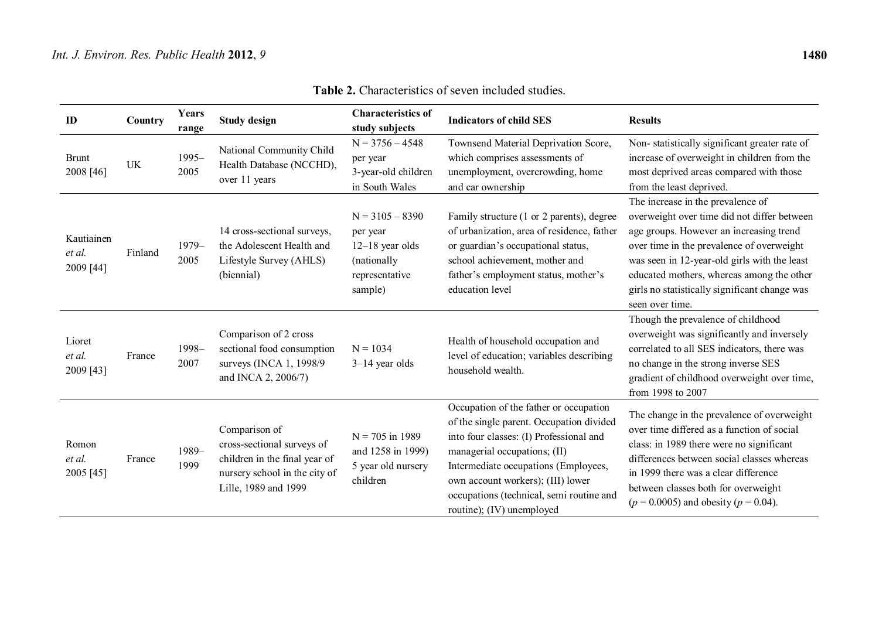**Table 2.** Characteristics of seven included studies.

| ID | Country | Years range | Study design | Characteristics of study subjects | Indicators of child SES | Results |
|---|---|---|---|---|---|---|
| Brunt 2008 [46] | UK | 1995–2005 | National Community Child Health Database (NCCHD), over 11 years | N = 3756 – 4548 per year 3-year-old children in South Wales | Townsend Material Deprivation Score, which comprises assessments of unemployment, overcrowding, home and car ownership | Non- statistically significant greater rate of increase of overweight in children from the most deprived areas compared with those from the least deprived. |
| Kautiainen *et al.* 2009 [44] | Finland | 1979–2005 | 14 cross-sectional surveys, the Adolescent Health and Lifestyle Survey (AHLS) (biennial) | N = 3105 – 8390 per year 12–18 year olds (nationally representative sample) | Family structure (1 or 2 parents), degree of urbanization, area of residence, father or guardian's occupational status, school achievement, mother and father's employment status, mother's education level | The increase in the prevalence of overweight over time did not differ between age groups. However an increasing trend over time in the prevalence of overweight was seen in 12-year-old girls with the least educated mothers, whereas among the other girls no statistically significant change was seen over time. |
| Lioret *et al.* 2009 [43] | France | 1998–2007 | Comparison of 2 cross sectional food consumption surveys (INCA 1, 1998/9 and INCA 2, 2006/7) | N = 1034 3–14 year olds | Health of household occupation and level of education; variables describing household wealth. | Though the prevalence of childhood overweight was significantly and inversely correlated to all SES indicators, there was no change in the strong inverse SES gradient of childhood overweight over time, from 1998 to 2007 |
| Romon *et al.* 2005 [45] | France | 1989–1999 | Comparison of cross-sectional surveys of children in the final year of nursery school in the city of Lille, 1989 and 1999 | N = 705 in 1989 and 1258 in 1999) 5 year old nursery children | Occupation of the father or occupation of the single parent. Occupation divided into four classes: (I) Professional and managerial occupations; (II) Intermediate occupations (Employees, own account workers); (III) lower occupations (technical, semi routine and routine); (IV) unemployed | The change in the prevalence of overweight over time differed as a function of social class: in 1989 there were no significant differences between social classes whereas in 1999 there was a clear difference between classes both for overweight ($p = 0.0005$) and obesity ($p = 0.04$). |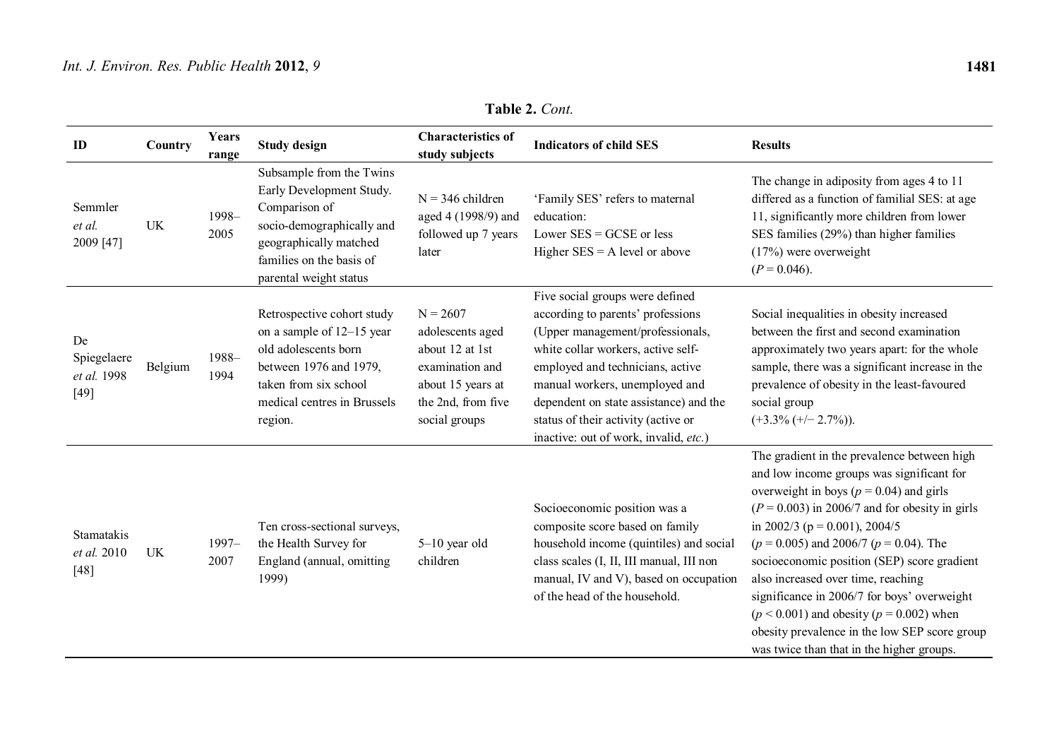**Table 2.** *Cont.*

| ID | Country | Years range | Study design | Characteristics of study subjects | Indicators of child SES | Results |
|---|---|---|---|---|---|---|
| Semmler *et al.* 2009 [47] | UK | 1998–2005 | Subsample from the Twins Early Development Study. Comparison of socio-demographically and geographically matched families on the basis of parental weight status | N = 346 children aged 4 (1998/9) and followed up 7 years later | 'Family SES' refers to maternal education: Lower SES = GCSE or less Higher SES = A level or above | The change in adiposity from ages 4 to 11 differed as a function of familial SES: at age 11, significantly more children from lower SES families (29%) than higher families (17%) were overweight ($P = 0.046$). |
| De Spiegelaere *et al.* 1998 [49] | Belgium | 1988–1994 | Retrospective cohort study on a sample of 12–15 year old adolescents born between 1976 and 1979, taken from six school medical centres in Brussels region. | N = 2607 adolescents aged about 12 at 1st examination and about 15 years at the 2nd, from five social groups | Five social groups were defined according to parents' professions (Upper management/professionals, white collar workers, active self-employed and technicians, active manual workers, unemployed and dependent on state assistance) and the status of their activity (active or inactive: out of work, invalid, *etc.*) | Social inequalities in obesity increased between the first and second examination approximately two years apart: for the whole sample, there was a significant increase in the prevalence of obesity in the least-favoured social group (+3.3% (+/− 2.7%)). |
| Stamatakis *et al.* 2010 [48] | UK | 1997–2007 | Ten cross-sectional surveys, the Health Survey for England (annual, omitting 1999) | 5–10 year old children | Socioeconomic position was a composite score based on family household income (quintiles) and social class scales (I, II, III manual, III non manual, IV and V), based on occupation of the head of the household. | The gradient in the prevalence between high and low income groups was significant for overweight in boys ($p = 0.04$) and girls ($P = 0.003$) in 2006/7 and for obesity in girls in 2002/3 ($p = 0.001$), 2004/5 ($p = 0.005$) and 2006/7 ($p = 0.04$). The socioeconomic position (SEP) score gradient also increased over time, reaching significance in 2006/7 for boys' overweight ($p < 0.001$) and obesity ($p = 0.002$) when obesity prevalence in the low SEP score group was twice than that in the higher groups. |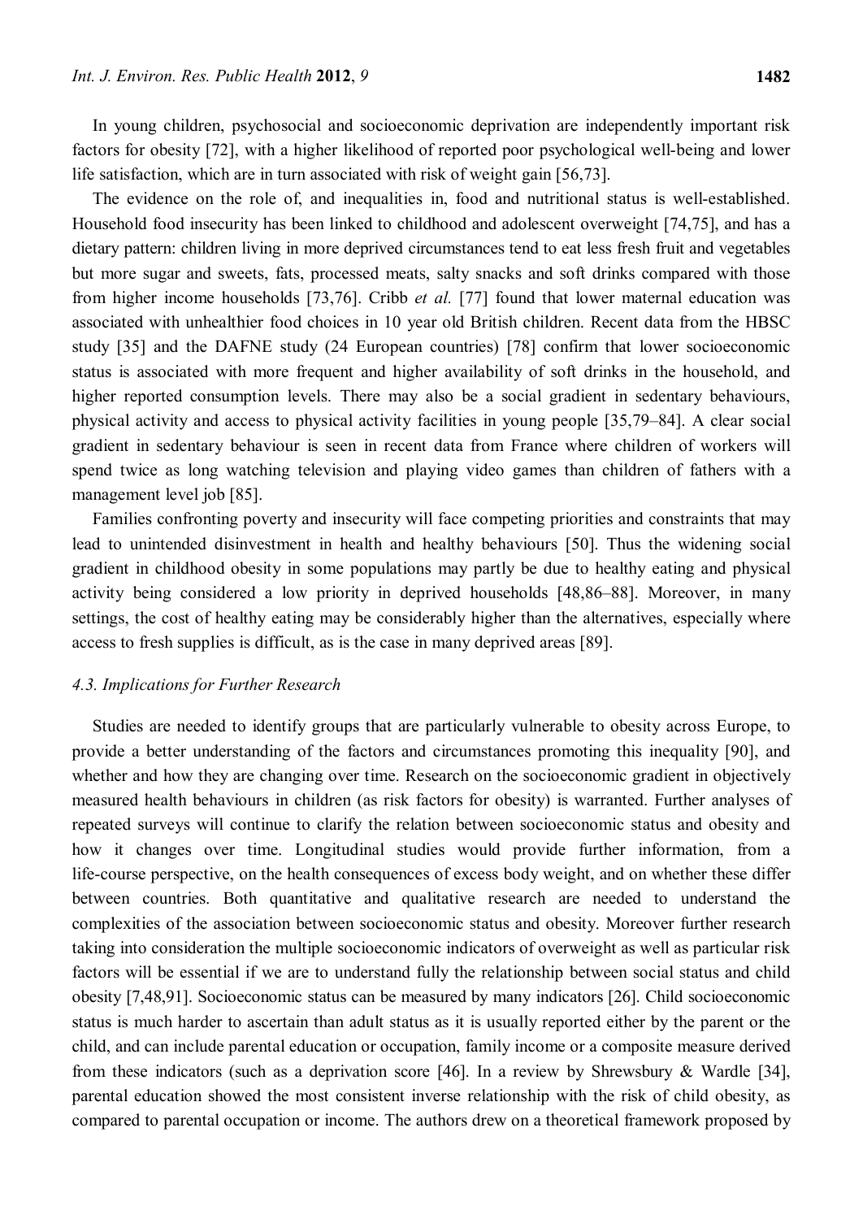In young children, psychosocial and socioeconomic deprivation are independently important risk factors for obesity [72], with a higher likelihood of reported poor psychological well-being and lower life satisfaction, which are in turn associated with risk of weight gain [56,73].

The evidence on the role of, and inequalities in, food and nutritional status is well-established. Household food insecurity has been linked to childhood and adolescent overweight [74,75], and has a dietary pattern: children living in more deprived circumstances tend to eat less fresh fruit and vegetables but more sugar and sweets, fats, processed meats, salty snacks and soft drinks compared with those from higher income households [73,76]. Cribb *et al.* [77] found that lower maternal education was associated with unhealthier food choices in 10 year old British children. Recent data from the HBSC study [35] and the DAFNE study (24 European countries) [78] confirm that lower socioeconomic status is associated with more frequent and higher availability of soft drinks in the household, and higher reported consumption levels. There may also be a social gradient in sedentary behaviours, physical activity and access to physical activity facilities in young people [35,79–84]. A clear social gradient in sedentary behaviour is seen in recent data from France where children of workers will spend twice as long watching television and playing video games than children of fathers with a management level job [85].

Families confronting poverty and insecurity will face competing priorities and constraints that may lead to unintended disinvestment in health and healthy behaviours [50]. Thus the widening social gradient in childhood obesity in some populations may partly be due to healthy eating and physical activity being considered a low priority in deprived households [48,86–88]. Moreover, in many settings, the cost of healthy eating may be considerably higher than the alternatives, especially where access to fresh supplies is difficult, as is the case in many deprived areas [89].

### 4.3. Implications for Further Research

Studies are needed to identify groups that are particularly vulnerable to obesity across Europe, to provide a better understanding of the factors and circumstances promoting this inequality [90], and whether and how they are changing over time. Research on the socioeconomic gradient in objectively measured health behaviours in children (as risk factors for obesity) is warranted. Further analyses of repeated surveys will continue to clarify the relation between socioeconomic status and obesity and how it changes over time. Longitudinal studies would provide further information, from a life-course perspective, on the health consequences of excess body weight, and on whether these differ between countries. Both quantitative and qualitative research are needed to understand the complexities of the association between socioeconomic status and obesity. Moreover further research taking into consideration the multiple socioeconomic indicators of overweight as well as particular risk factors will be essential if we are to understand fully the relationship between social status and child obesity [7,48,91]. Socioeconomic status can be measured by many indicators [26]. Child socioeconomic status is much harder to ascertain than adult status as it is usually reported either by the parent or the child, and can include parental education or occupation, family income or a composite measure derived from these indicators (such as a deprivation score [46]. In a review by Shrewsbury & Wardle [34], parental education showed the most consistent inverse relationship with the risk of child obesity, as compared to parental occupation or income. The authors drew on a theoretical framework proposed by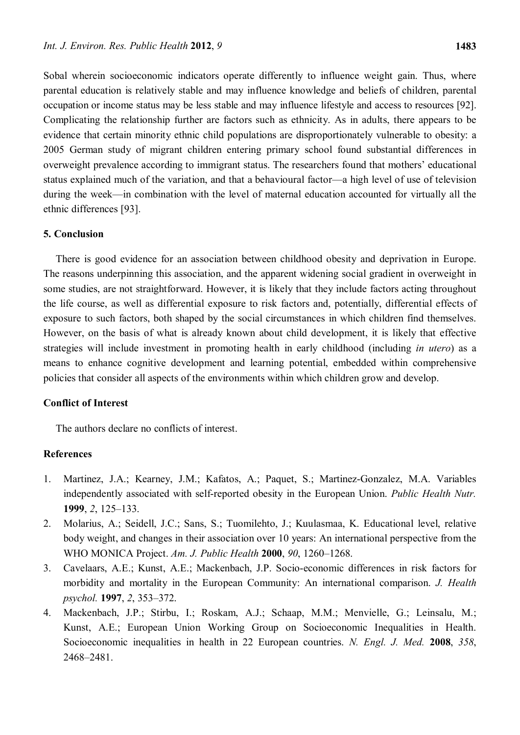Sobal wherein socioeconomic indicators operate differently to influence weight gain. Thus, where parental education is relatively stable and may influence knowledge and beliefs of children, parental occupation or income status may be less stable and may influence lifestyle and access to resources [92]. Complicating the relationship further are factors such as ethnicity. As in adults, there appears to be evidence that certain minority ethnic child populations are disproportionately vulnerable to obesity: a 2005 German study of migrant children entering primary school found substantial differences in overweight prevalence according to immigrant status. The researchers found that mothers' educational status explained much of the variation, and that a behavioural factor—a high level of use of television during the week—in combination with the level of maternal education accounted for virtually all the ethnic differences [93].

## 5. Conclusion

There is good evidence for an association between childhood obesity and deprivation in Europe. The reasons underpinning this association, and the apparent widening social gradient in overweight in some studies, are not straightforward. However, it is likely that they include factors acting throughout the life course, as well as differential exposure to risk factors and, potentially, differential effects of exposure to such factors, both shaped by the social circumstances in which children find themselves. However, on the basis of what is already known about child development, it is likely that effective strategies will include investment in promoting health in early childhood (including *in utero*) as a means to enhance cognitive development and learning potential, embedded within comprehensive policies that consider all aspects of the environments within which children grow and develop.

## Conflict of Interest

The authors declare no conflicts of interest.

## References

1. Martinez, J.A.; Kearney, J.M.; Kafatos, A.; Paquet, S.; Martinez-Gonzalez, M.A. Variables independently associated with self-reported obesity in the European Union. *Public Health Nutr.* **1999**, *2*, 125–133.
2. Molarius, A.; Seidell, J.C.; Sans, S.; Tuomilehto, J.; Kuulasmaa, K. Educational level, relative body weight, and changes in their association over 10 years: An international perspective from the WHO MONICA Project. *Am. J. Public Health* **2000**, *90*, 1260–1268.
3. Cavelaars, A.E.; Kunst, A.E.; Mackenbach, J.P. Socio-economic differences in risk factors for morbidity and mortality in the European Community: An international comparison. *J. Health psychol.* **1997**, *2*, 353–372.
4. Mackenbach, J.P.; Stirbu, I.; Roskam, A.J.; Schaap, M.M.; Menvielle, G.; Leinsalu, M.; Kunst, A.E.; European Union Working Group on Socioeconomic Inequalities in Health. Socioeconomic inequalities in health in 22 European countries. *N. Engl. J. Med.* **2008**, *358*, 2468–2481.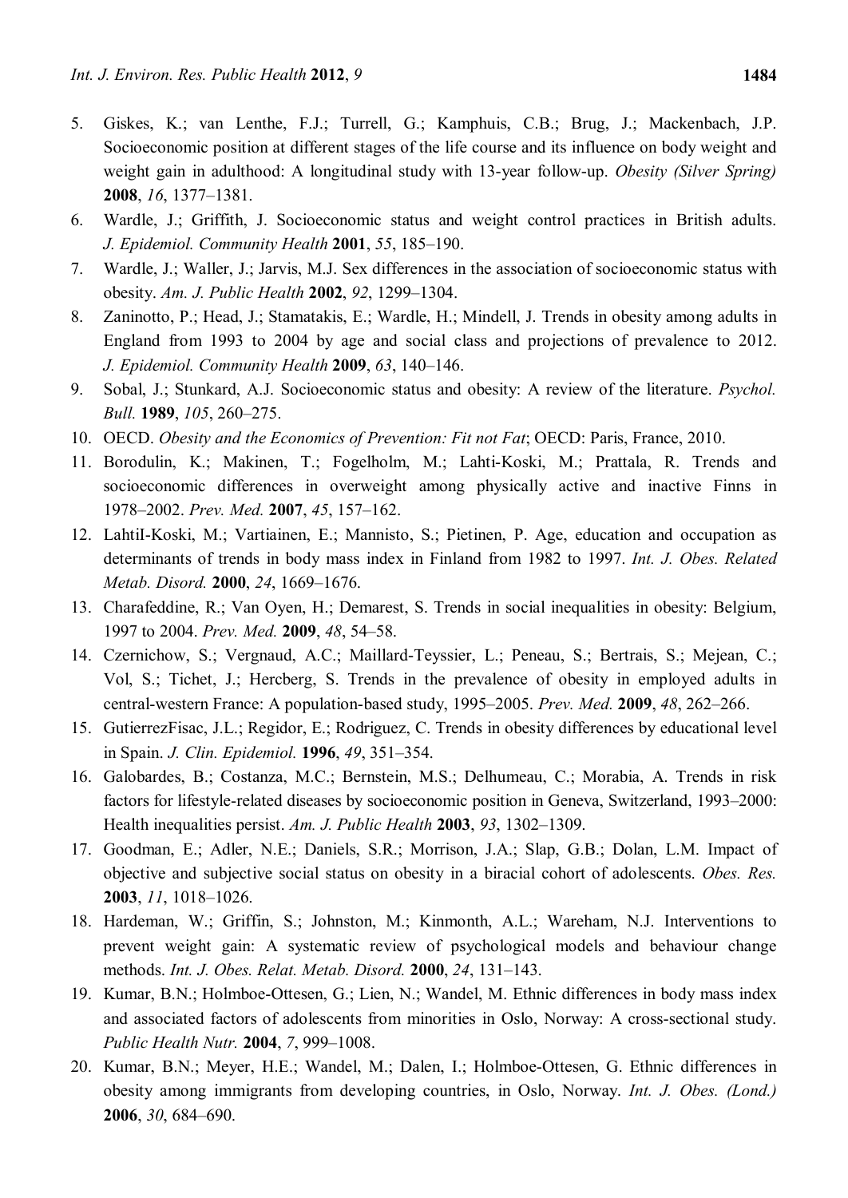5. Giskes, K.; van Lenthe, F.J.; Turrell, G.; Kamphuis, C.B.; Brug, J.; Mackenbach, J.P. Socioeconomic position at different stages of the life course and its influence on body weight and weight gain in adulthood: A longitudinal study with 13-year follow-up. *Obesity (Silver Spring)* **2008**, *16*, 1377–1381.
6. Wardle, J.; Griffith, J. Socioeconomic status and weight control practices in British adults. *J. Epidemiol. Community Health* **2001**, *55*, 185–190.
7. Wardle, J.; Waller, J.; Jarvis, M.J. Sex differences in the association of socioeconomic status with obesity. *Am. J. Public Health* **2002**, *92*, 1299–1304.
8. Zaninotto, P.; Head, J.; Stamatakis, E.; Wardle, H.; Mindell, J. Trends in obesity among adults in England from 1993 to 2004 by age and social class and projections of prevalence to 2012. *J. Epidemiol. Community Health* **2009**, *63*, 140–146.
9. Sobal, J.; Stunkard, A.J. Socioeconomic status and obesity: A review of the literature. *Psychol. Bull.* **1989**, *105*, 260–275.
10. OECD. *Obesity and the Economics of Prevention: Fit not Fat*; OECD: Paris, France, 2010.
11. Borodulin, K.; Makinen, T.; Fogelholm, M.; Lahti-Koski, M.; Prattala, R. Trends and socioeconomic differences in overweight among physically active and inactive Finns in 1978–2002. *Prev. Med.* **2007**, *45*, 157–162.
12. LahtiI-Koski, M.; Vartiainen, E.; Mannisto, S.; Pietinen, P. Age, education and occupation as determinants of trends in body mass index in Finland from 1982 to 1997. *Int. J. Obes. Related Metab. Disord.* **2000**, *24*, 1669–1676.
13. Charafeddine, R.; Van Oyen, H.; Demarest, S. Trends in social inequalities in obesity: Belgium, 1997 to 2004. *Prev. Med.* **2009**, *48*, 54–58.
14. Czernichow, S.; Vergnaud, A.C.; Maillard-Teyssier, L.; Peneau, S.; Bertrais, S.; Mejean, C.; Vol, S.; Tichet, J.; Hercberg, S. Trends in the prevalence of obesity in employed adults in central-western France: A population-based study, 1995–2005. *Prev. Med.* **2009**, *48*, 262–266.
15. GutierrezFisac, J.L.; Regidor, E.; Rodriguez, C. Trends in obesity differences by educational level in Spain. *J. Clin. Epidemiol.* **1996**, *49*, 351–354.
16. Galobardes, B.; Costanza, M.C.; Bernstein, M.S.; Delhumeau, C.; Morabia, A. Trends in risk factors for lifestyle-related diseases by socioeconomic position in Geneva, Switzerland, 1993–2000: Health inequalities persist. *Am. J. Public Health* **2003**, *93*, 1302–1309.
17. Goodman, E.; Adler, N.E.; Daniels, S.R.; Morrison, J.A.; Slap, G.B.; Dolan, L.M. Impact of objective and subjective social status on obesity in a biracial cohort of adolescents. *Obes. Res.* **2003**, *11*, 1018–1026.
18. Hardeman, W.; Griffin, S.; Johnston, M.; Kinmonth, A.L.; Wareham, N.J. Interventions to prevent weight gain: A systematic review of psychological models and behaviour change methods. *Int. J. Obes. Relat. Metab. Disord.* **2000**, *24*, 131–143.
19. Kumar, B.N.; Holmboe-Ottesen, G.; Lien, N.; Wandel, M. Ethnic differences in body mass index and associated factors of adolescents from minorities in Oslo, Norway: A cross-sectional study. *Public Health Nutr.* **2004**, *7*, 999–1008.
20. Kumar, B.N.; Meyer, H.E.; Wandel, M.; Dalen, I.; Holmboe-Ottesen, G. Ethnic differences in obesity among immigrants from developing countries, in Oslo, Norway. *Int. J. Obes. (Lond.)* **2006**, *30*, 684–690.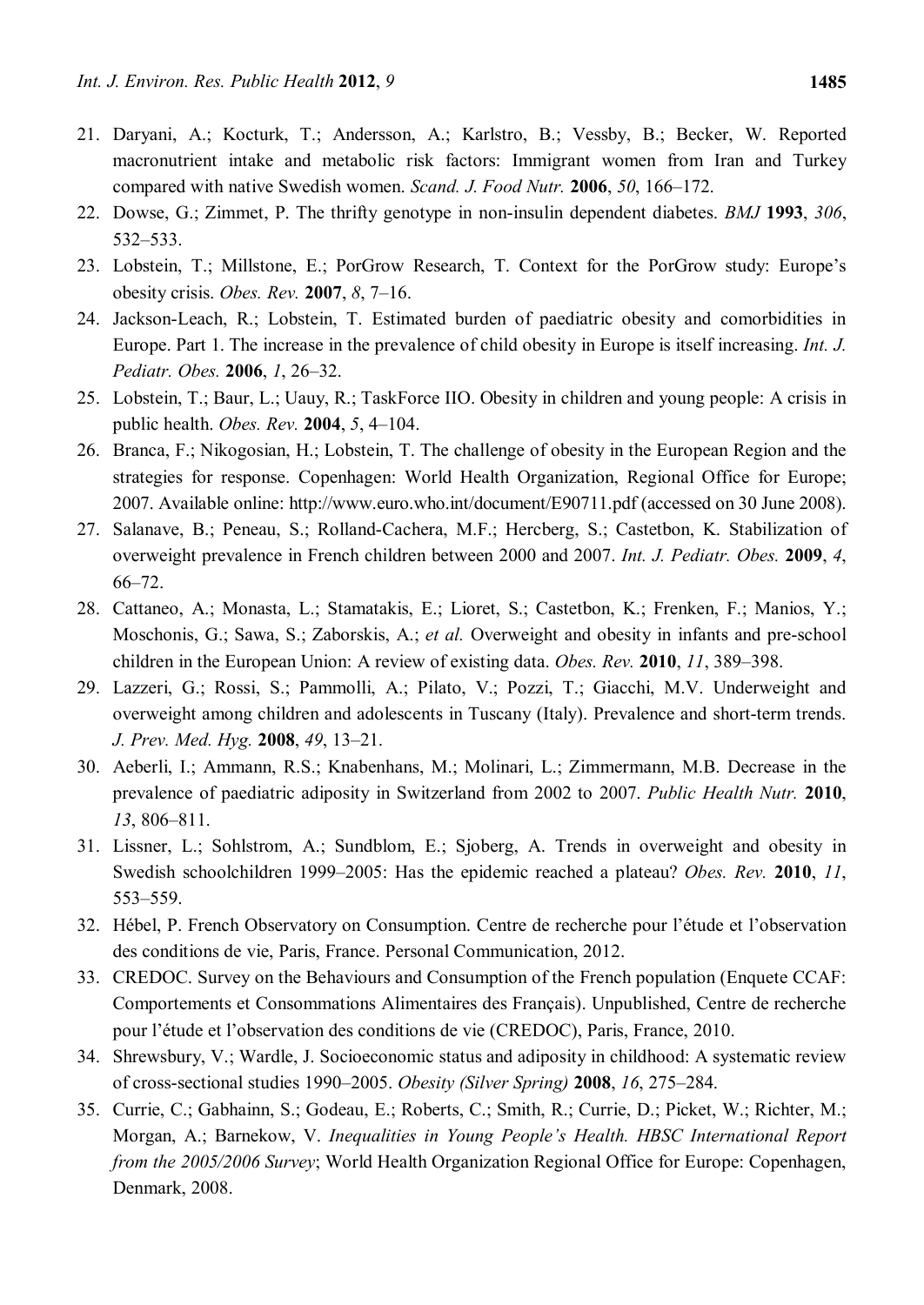21. Daryani, A.; Kocturk, T.; Andersson, A.; Karlstro, B.; Vessby, B.; Becker, W. Reported macronutrient intake and metabolic risk factors: Immigrant women from Iran and Turkey compared with native Swedish women. *Scand. J. Food Nutr.* **2006**, *50*, 166–172.
22. Dowse, G.; Zimmet, P. The thrifty genotype in non-insulin dependent diabetes. *BMJ* **1993**, *306*, 532–533.
23. Lobstein, T.; Millstone, E.; PorGrow Research, T. Context for the PorGrow study: Europe's obesity crisis. *Obes. Rev.* **2007**, *8*, 7–16.
24. Jackson-Leach, R.; Lobstein, T. Estimated burden of paediatric obesity and comorbidities in Europe. Part 1. The increase in the prevalence of child obesity in Europe is itself increasing. *Int. J. Pediatr. Obes.* **2006**, *1*, 26–32.
25. Lobstein, T.; Baur, L.; Uauy, R.; TaskForce IIO. Obesity in children and young people: A crisis in public health. *Obes. Rev.* **2004**, *5*, 4–104.
26. Branca, F.; Nikogosian, H.; Lobstein, T. The challenge of obesity in the European Region and the strategies for response. Copenhagen: World Health Organization, Regional Office for Europe; 2007. Available online: http://www.euro.who.int/document/E90711.pdf (accessed on 30 June 2008).
27. Salanave, B.; Peneau, S.; Rolland-Cachera, M.F.; Hercberg, S.; Castetbon, K. Stabilization of overweight prevalence in French children between 2000 and 2007. *Int. J. Pediatr. Obes.* **2009**, *4*, 66–72.
28. Cattaneo, A.; Monasta, L.; Stamatakis, E.; Lioret, S.; Castetbon, K.; Frenken, F.; Manios, Y.; Moschonis, G.; Sawa, S.; Zaborskis, A.; *et al.* Overweight and obesity in infants and pre-school children in the European Union: A review of existing data. *Obes. Rev.* **2010**, *11*, 389–398.
29. Lazzeri, G.; Rossi, S.; Pammolli, A.; Pilato, V.; Pozzi, T.; Giacchi, M.V. Underweight and overweight among children and adolescents in Tuscany (Italy). Prevalence and short-term trends. *J. Prev. Med. Hyg.* **2008**, *49*, 13–21.
30. Aeberli, I.; Ammann, R.S.; Knabenhans, M.; Molinari, L.; Zimmermann, M.B. Decrease in the prevalence of paediatric adiposity in Switzerland from 2002 to 2007. *Public Health Nutr.* **2010**, *13*, 806–811.
31. Lissner, L.; Sohlstrom, A.; Sundblom, E.; Sjoberg, A. Trends in overweight and obesity in Swedish schoolchildren 1999–2005: Has the epidemic reached a plateau? *Obes. Rev.* **2010**, *11*, 553–559.
32. Hébel, P. French Observatory on Consumption. Centre de recherche pour l'étude et l'observation des conditions de vie, Paris, France. Personal Communication, 2012.
33. CREDOC. Survey on the Behaviours and Consumption of the French population (Enquete CCAF: Comportements et Consommations Alimentaires des Français). Unpublished, Centre de recherche pour l'étude et l'observation des conditions de vie (CREDOC), Paris, France, 2010.
34. Shrewsbury, V.; Wardle, J. Socioeconomic status and adiposity in childhood: A systematic review of cross-sectional studies 1990–2005. *Obesity (Silver Spring)* **2008**, *16*, 275–284.
35. Currie, C.; Gabhainn, S.; Godeau, E.; Roberts, C.; Smith, R.; Currie, D.; Picket, W.; Richter, M.; Morgan, A.; Barnekow, V. *Inequalities in Young People's Health. HBSC International Report from the 2005/2006 Survey*; World Health Organization Regional Office for Europe: Copenhagen, Denmark, 2008.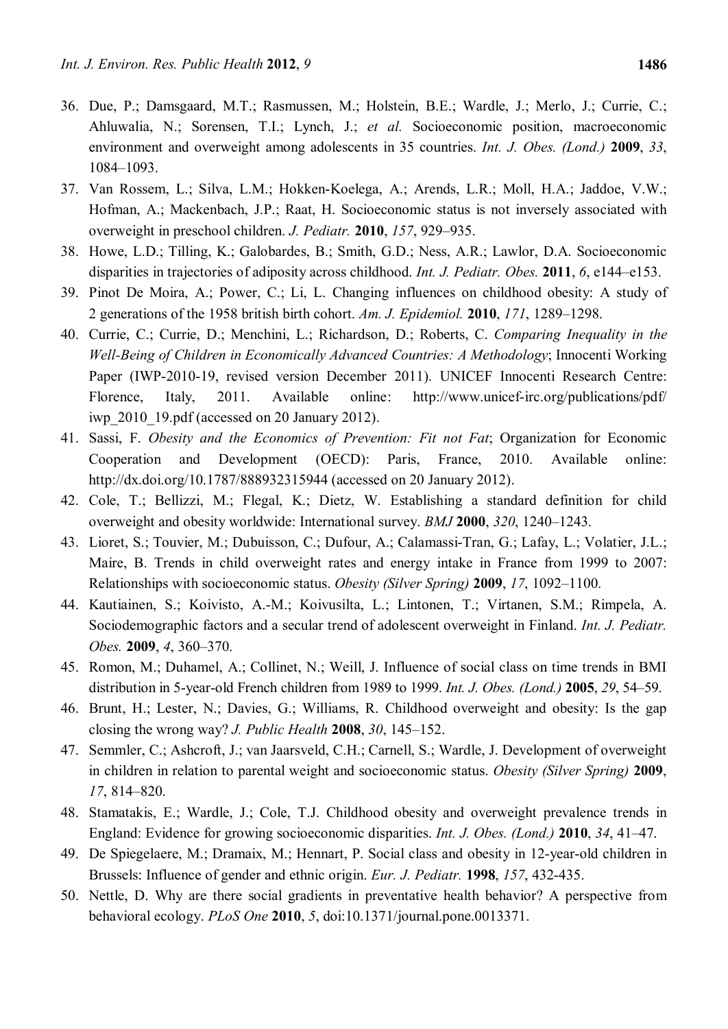36. Due, P.; Damsgaard, M.T.; Rasmussen, M.; Holstein, B.E.; Wardle, J.; Merlo, J.; Currie, C.; Ahluwalia, N.; Sorensen, T.I.; Lynch, J.; *et al.* Socioeconomic position, macroeconomic environment and overweight among adolescents in 35 countries. *Int. J. Obes. (Lond.)* **2009**, *33*, 1084–1093.
37. Van Rossem, L.; Silva, L.M.; Hokken-Koelega, A.; Arends, L.R.; Moll, H.A.; Jaddoe, V.W.; Hofman, A.; Mackenbach, J.P.; Raat, H. Socioeconomic status is not inversely associated with overweight in preschool children. *J. Pediatr.* **2010**, *157*, 929–935.
38. Howe, L.D.; Tilling, K.; Galobardes, B.; Smith, G.D.; Ness, A.R.; Lawlor, D.A. Socioeconomic disparities in trajectories of adiposity across childhood. *Int. J. Pediatr. Obes.* **2011**, *6*, e144–e153.
39. Pinot De Moira, A.; Power, C.; Li, L. Changing influences on childhood obesity: A study of 2 generations of the 1958 british birth cohort. *Am. J. Epidemiol.* **2010**, *171*, 1289–1298.
40. Currie, C.; Currie, D.; Menchini, L.; Richardson, D.; Roberts, C. *Comparing Inequality in the Well-Being of Children in Economically Advanced Countries: A Methodology*; Innocenti Working Paper (IWP-2010-19, revised version December 2011). UNICEF Innocenti Research Centre: Florence, Italy, 2011. Available online: http://www.unicef-irc.org/publications/pdf/iwp_2010_19.pdf (accessed on 20 January 2012).
41. Sassi, F. *Obesity and the Economics of Prevention: Fit not Fat*; Organization for Economic Cooperation and Development (OECD): Paris, France, 2010. Available online: http://dx.doi.org/10.1787/888932315944 (accessed on 20 January 2012).
42. Cole, T.; Bellizzi, M.; Flegal, K.; Dietz, W. Establishing a standard definition for child overweight and obesity worldwide: International survey. *BMJ* **2000**, *320*, 1240–1243.
43. Lioret, S.; Touvier, M.; Dubuisson, C.; Dufour, A.; Calamassi-Tran, G.; Lafay, L.; Volatier, J.L.; Maire, B. Trends in child overweight rates and energy intake in France from 1999 to 2007: Relationships with socioeconomic status. *Obesity (Silver Spring)* **2009**, *17*, 1092–1100.
44. Kautiainen, S.; Koivisto, A.-M.; Koivusilta, L.; Lintonen, T.; Virtanen, S.M.; Rimpela, A. Sociodemographic factors and a secular trend of adolescent overweight in Finland. *Int. J. Pediatr. Obes.* **2009**, *4*, 360–370.
45. Romon, M.; Duhamel, A.; Collinet, N.; Weill, J. Influence of social class on time trends in BMI distribution in 5-year-old French children from 1989 to 1999. *Int. J. Obes. (Lond.)* **2005**, *29*, 54–59.
46. Brunt, H.; Lester, N.; Davies, G.; Williams, R. Childhood overweight and obesity: Is the gap closing the wrong way? *J. Public Health* **2008**, *30*, 145–152.
47. Semmler, C.; Ashcroft, J.; van Jaarsveld, C.H.; Carnell, S.; Wardle, J. Development of overweight in children in relation to parental weight and socioeconomic status. *Obesity (Silver Spring)* **2009**, *17*, 814–820.
48. Stamatakis, E.; Wardle, J.; Cole, T.J. Childhood obesity and overweight prevalence trends in England: Evidence for growing socioeconomic disparities. *Int. J. Obes. (Lond.)* **2010**, *34*, 41–47.
49. De Spiegelaere, M.; Dramaix, M.; Hennart, P. Social class and obesity in 12-year-old children in Brussels: Influence of gender and ethnic origin. *Eur. J. Pediatr.* **1998**, *157*, 432-435.
50. Nettle, D. Why are there social gradients in preventative health behavior? A perspective from behavioral ecology. *PLoS One* **2010**, *5*, doi:10.1371/journal.pone.0013371.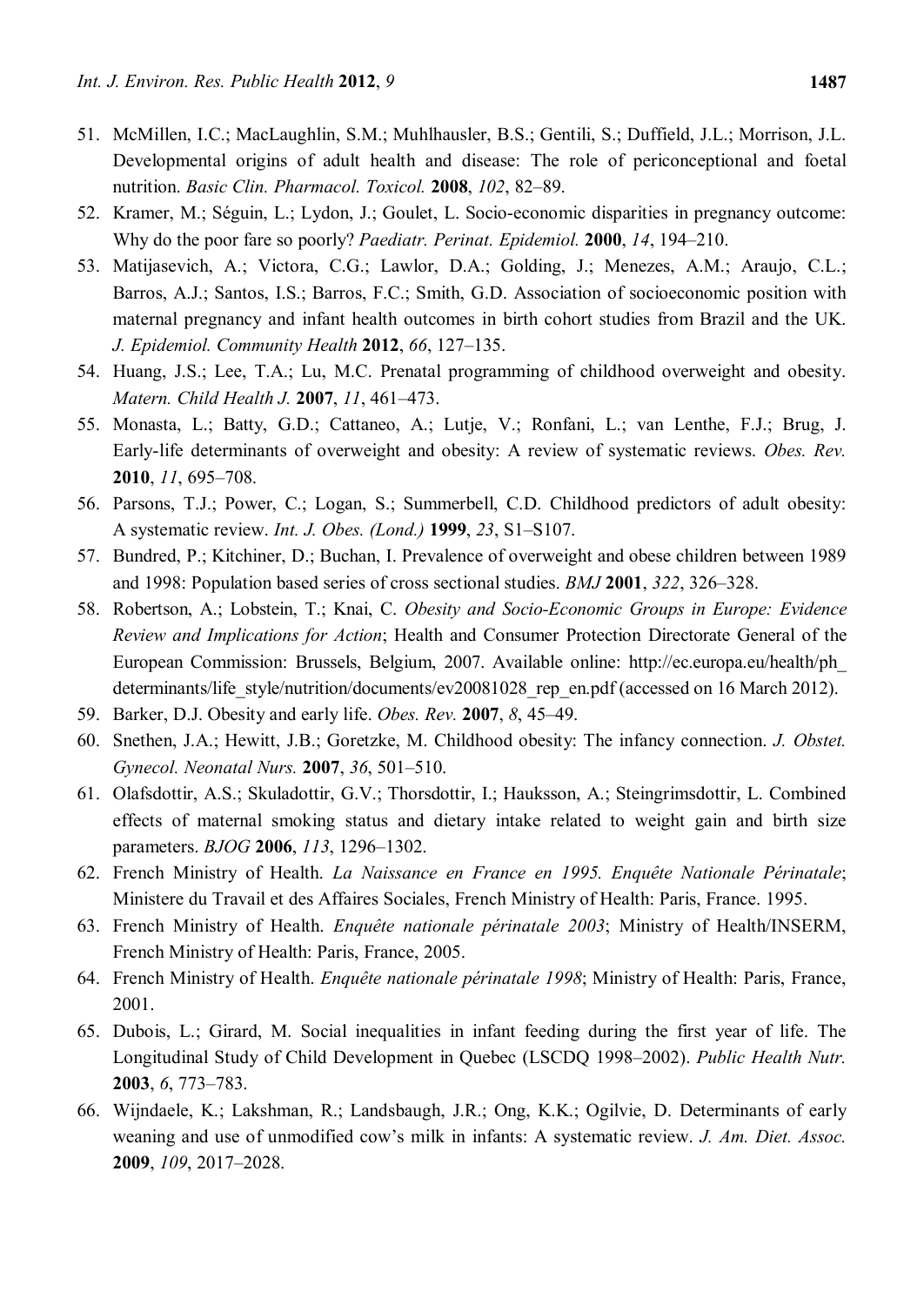51. McMillen, I.C.; MacLaughlin, S.M.; Muhlhausler, B.S.; Gentili, S.; Duffield, J.L.; Morrison, J.L. Developmental origins of adult health and disease: The role of periconceptional and foetal nutrition. *Basic Clin. Pharmacol. Toxicol.* **2008**, *102*, 82–89.
52. Kramer, M.; Séguin, L.; Lydon, J.; Goulet, L. Socio-economic disparities in pregnancy outcome: Why do the poor fare so poorly? *Paediatr. Perinat. Epidemiol.* **2000**, *14*, 194–210.
53. Matijasevich, A.; Victora, C.G.; Lawlor, D.A.; Golding, J.; Menezes, A.M.; Araujo, C.L.; Barros, A.J.; Santos, I.S.; Barros, F.C.; Smith, G.D. Association of socioeconomic position with maternal pregnancy and infant health outcomes in birth cohort studies from Brazil and the UK. *J. Epidemiol. Community Health* **2012**, *66*, 127–135.
54. Huang, J.S.; Lee, T.A.; Lu, M.C. Prenatal programming of childhood overweight and obesity. *Matern. Child Health J.* **2007**, *11*, 461–473.
55. Monasta, L.; Batty, G.D.; Cattaneo, A.; Lutje, V.; Ronfani, L.; van Lenthe, F.J.; Brug, J. Early-life determinants of overweight and obesity: A review of systematic reviews. *Obes. Rev.* **2010**, *11*, 695–708.
56. Parsons, T.J.; Power, C.; Logan, S.; Summerbell, C.D. Childhood predictors of adult obesity: A systematic review. *Int. J. Obes. (Lond.)* **1999**, *23*, S1–S107.
57. Bundred, P.; Kitchiner, D.; Buchan, I. Prevalence of overweight and obese children between 1989 and 1998: Population based series of cross sectional studies. *BMJ* **2001**, *322*, 326–328.
58. Robertson, A.; Lobstein, T.; Knai, C. *Obesity and Socio-Economic Groups in Europe: Evidence Review and Implications for Action*; Health and Consumer Protection Directorate General of the European Commission: Brussels, Belgium, 2007. Available online: http://ec.europa.eu/health/ph_determinants/life_style/nutrition/documents/ev20081028_rep_en.pdf (accessed on 16 March 2012).
59. Barker, D.J. Obesity and early life. *Obes. Rev.* **2007**, *8*, 45–49.
60. Snethen, J.A.; Hewitt, J.B.; Goretzke, M. Childhood obesity: The infancy connection. *J. Obstet. Gynecol. Neonatal Nurs.* **2007**, *36*, 501–510.
61. Olafsdottir, A.S.; Skuladottir, G.V.; Thorsdottir, I.; Hauksson, A.; Steingrimsdottir, L. Combined effects of maternal smoking status and dietary intake related to weight gain and birth size parameters. *BJOG* **2006**, *113*, 1296–1302.
62. French Ministry of Health. *La Naissance en France en 1995. Enquête Nationale Périnatale*; Ministere du Travail et des Affaires Sociales, French Ministry of Health: Paris, France. 1995.
63. French Ministry of Health. *Enquête nationale périnatale 2003*; Ministry of Health/INSERM, French Ministry of Health: Paris, France, 2005.
64. French Ministry of Health. *Enquête nationale périnatale 1998*; Ministry of Health: Paris, France, 2001.
65. Dubois, L.; Girard, M. Social inequalities in infant feeding during the first year of life. The Longitudinal Study of Child Development in Quebec (LSCDQ 1998–2002). *Public Health Nutr.* **2003**, *6*, 773–783.
66. Wijndaele, K.; Lakshman, R.; Landsbaugh, J.R.; Ong, K.K.; Ogilvie, D. Determinants of early weaning and use of unmodified cow's milk in infants: A systematic review. *J. Am. Diet. Assoc.* **2009**, *109*, 2017–2028.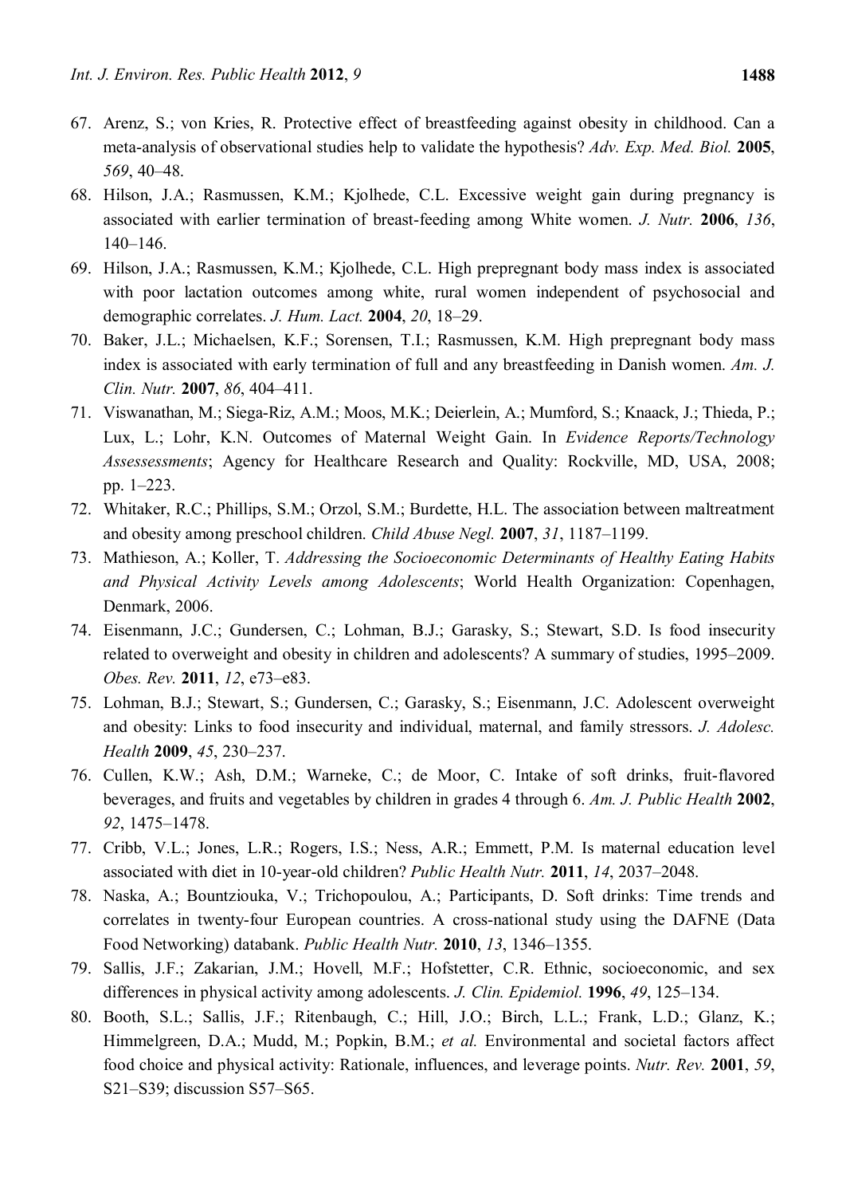67. Arenz, S.; von Kries, R. Protective effect of breastfeeding against obesity in childhood. Can a meta-analysis of observational studies help to validate the hypothesis? *Adv. Exp. Med. Biol.* **2005**, *569*, 40–48.
68. Hilson, J.A.; Rasmussen, K.M.; Kjolhede, C.L. Excessive weight gain during pregnancy is associated with earlier termination of breast-feeding among White women. *J. Nutr.* **2006**, *136*, 140–146.
69. Hilson, J.A.; Rasmussen, K.M.; Kjolhede, C.L. High prepregnant body mass index is associated with poor lactation outcomes among white, rural women independent of psychosocial and demographic correlates. *J. Hum. Lact.* **2004**, *20*, 18–29.
70. Baker, J.L.; Michaelsen, K.F.; Sorensen, T.I.; Rasmussen, K.M. High prepregnant body mass index is associated with early termination of full and any breastfeeding in Danish women. *Am. J. Clin. Nutr.* **2007**, *86*, 404–411.
71. Viswanathan, M.; Siega-Riz, A.M.; Moos, M.K.; Deierlein, A.; Mumford, S.; Knaack, J.; Thieda, P.; Lux, L.; Lohr, K.N. Outcomes of Maternal Weight Gain. In *Evidence Reports/Technology Assessessments*; Agency for Healthcare Research and Quality: Rockville, MD, USA, 2008; pp. 1–223.
72. Whitaker, R.C.; Phillips, S.M.; Orzol, S.M.; Burdette, H.L. The association between maltreatment and obesity among preschool children. *Child Abuse Negl.* **2007**, *31*, 1187–1199.
73. Mathieson, A.; Koller, T. *Addressing the Socioeconomic Determinants of Healthy Eating Habits and Physical Activity Levels among Adolescents*; World Health Organization: Copenhagen, Denmark, 2006.
74. Eisenmann, J.C.; Gundersen, C.; Lohman, B.J.; Garasky, S.; Stewart, S.D. Is food insecurity related to overweight and obesity in children and adolescents? A summary of studies, 1995–2009. *Obes. Rev.* **2011**, *12*, e73–e83.
75. Lohman, B.J.; Stewart, S.; Gundersen, C.; Garasky, S.; Eisenmann, J.C. Adolescent overweight and obesity: Links to food insecurity and individual, maternal, and family stressors. *J. Adolesc. Health* **2009**, *45*, 230–237.
76. Cullen, K.W.; Ash, D.M.; Warneke, C.; de Moor, C. Intake of soft drinks, fruit-flavored beverages, and fruits and vegetables by children in grades 4 through 6. *Am. J. Public Health* **2002**, *92*, 1475–1478.
77. Cribb, V.L.; Jones, L.R.; Rogers, I.S.; Ness, A.R.; Emmett, P.M. Is maternal education level associated with diet in 10-year-old children? *Public Health Nutr.* **2011**, *14*, 2037–2048.
78. Naska, A.; Bountziouka, V.; Trichopoulou, A.; Participants, D. Soft drinks: Time trends and correlates in twenty-four European countries. A cross-national study using the DAFNE (Data Food Networking) databank. *Public Health Nutr.* **2010**, *13*, 1346–1355.
79. Sallis, J.F.; Zakarian, J.M.; Hovell, M.F.; Hofstetter, C.R. Ethnic, socioeconomic, and sex differences in physical activity among adolescents. *J. Clin. Epidemiol.* **1996**, *49*, 125–134.
80. Booth, S.L.; Sallis, J.F.; Ritenbaugh, C.; Hill, J.O.; Birch, L.L.; Frank, L.D.; Glanz, K.; Himmelgreen, D.A.; Mudd, M.; Popkin, B.M.; *et al.* Environmental and societal factors affect food choice and physical activity: Rationale, influences, and leverage points. *Nutr. Rev.* **2001**, *59*, S21–S39; discussion S57–S65.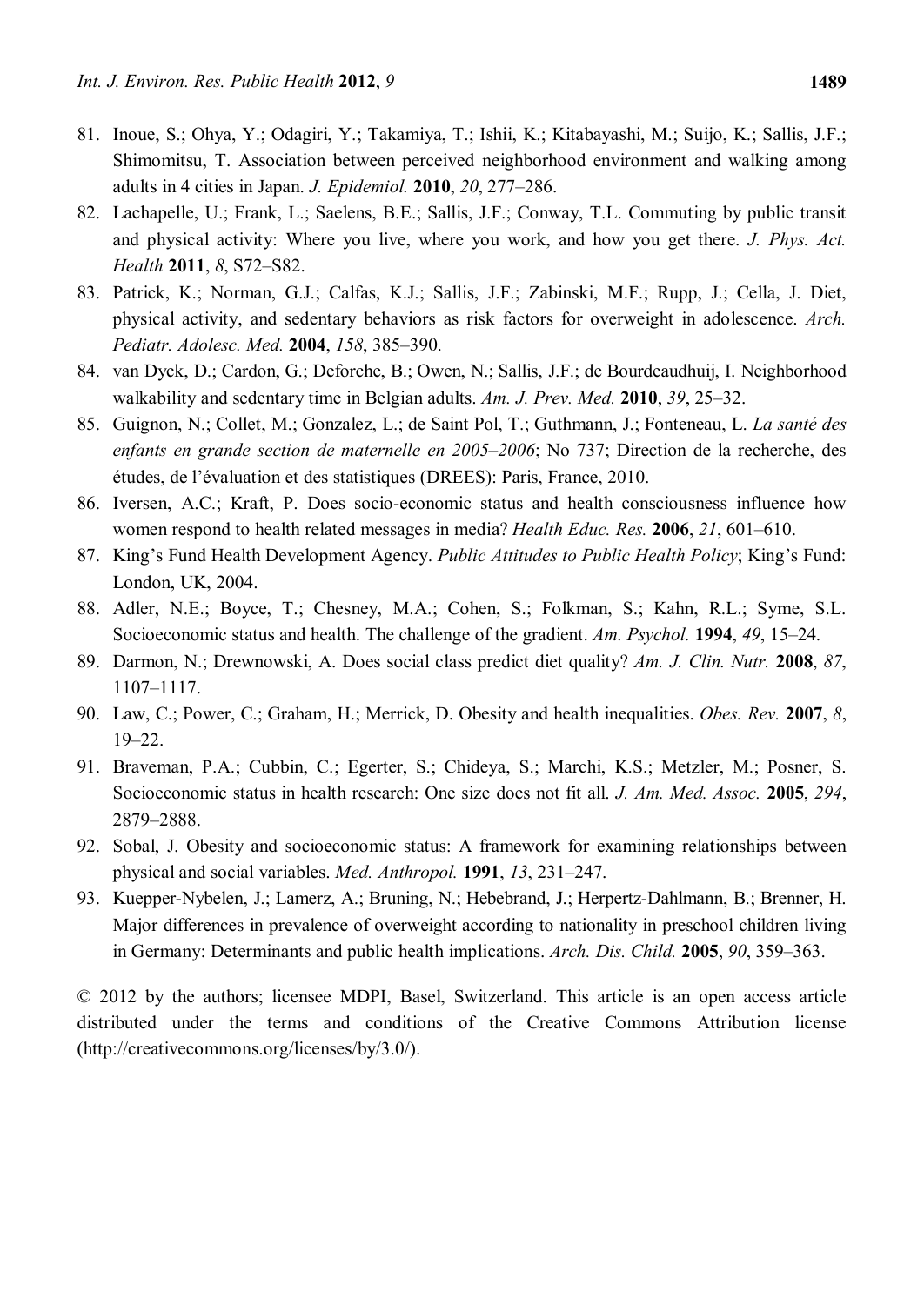81. Inoue, S.; Ohya, Y.; Odagiri, Y.; Takamiya, T.; Ishii, K.; Kitabayashi, M.; Suijo, K.; Sallis, J.F.; Shimomitsu, T. Association between perceived neighborhood environment and walking among adults in 4 cities in Japan. *J. Epidemiol.* **2010**, *20*, 277–286.
82. Lachapelle, U.; Frank, L.; Saelens, B.E.; Sallis, J.F.; Conway, T.L. Commuting by public transit and physical activity: Where you live, where you work, and how you get there. *J. Phys. Act. Health* **2011**, *8*, S72–S82.
83. Patrick, K.; Norman, G.J.; Calfas, K.J.; Sallis, J.F.; Zabinski, M.F.; Rupp, J.; Cella, J. Diet, physical activity, and sedentary behaviors as risk factors for overweight in adolescence. *Arch. Pediatr. Adolesc. Med.* **2004**, *158*, 385–390.
84. van Dyck, D.; Cardon, G.; Deforche, B.; Owen, N.; Sallis, J.F.; de Bourdeaudhuij, I. Neighborhood walkability and sedentary time in Belgian adults. *Am. J. Prev. Med.* **2010**, *39*, 25–32.
85. Guignon, N.; Collet, M.; Gonzalez, L.; de Saint Pol, T.; Guthmann, J.; Fonteneau, L. *La santé des enfants en grande section de maternelle en 2005–2006*; No 737; Direction de la recherche, des études, de l'évaluation et des statistiques (DREES): Paris, France, 2010.
86. Iversen, A.C.; Kraft, P. Does socio-economic status and health consciousness influence how women respond to health related messages in media? *Health Educ. Res.* **2006**, *21*, 601–610.
87. King's Fund Health Development Agency. *Public Attitudes to Public Health Policy*; King's Fund: London, UK, 2004.
88. Adler, N.E.; Boyce, T.; Chesney, M.A.; Cohen, S.; Folkman, S.; Kahn, R.L.; Syme, S.L. Socioeconomic status and health. The challenge of the gradient. *Am. Psychol.* **1994**, *49*, 15–24.
89. Darmon, N.; Drewnowski, A. Does social class predict diet quality? *Am. J. Clin. Nutr.* **2008**, *87*, 1107–1117.
90. Law, C.; Power, C.; Graham, H.; Merrick, D. Obesity and health inequalities. *Obes. Rev.* **2007**, *8*, 19–22.
91. Braveman, P.A.; Cubbin, C.; Egerter, S.; Chideya, S.; Marchi, K.S.; Metzler, M.; Posner, S. Socioeconomic status in health research: One size does not fit all. *J. Am. Med. Assoc.* **2005**, *294*, 2879–2888.
92. Sobal, J. Obesity and socioeconomic status: A framework for examining relationships between physical and social variables. *Med. Anthropol.* **1991**, *13*, 231–247.
93. Kuepper-Nybelen, J.; Lamerz, A.; Bruning, N.; Hebebrand, J.; Herpertz-Dahlmann, B.; Brenner, H. Major differences in prevalence of overweight according to nationality in preschool children living in Germany: Determinants and public health implications. *Arch. Dis. Child.* **2005**, *90*, 359–363.

© 2012 by the authors; licensee MDPI, Basel, Switzerland. This article is an open access article distributed under the terms and conditions of the Creative Commons Attribution license (http://creativecommons.org/licenses/by/3.0/).